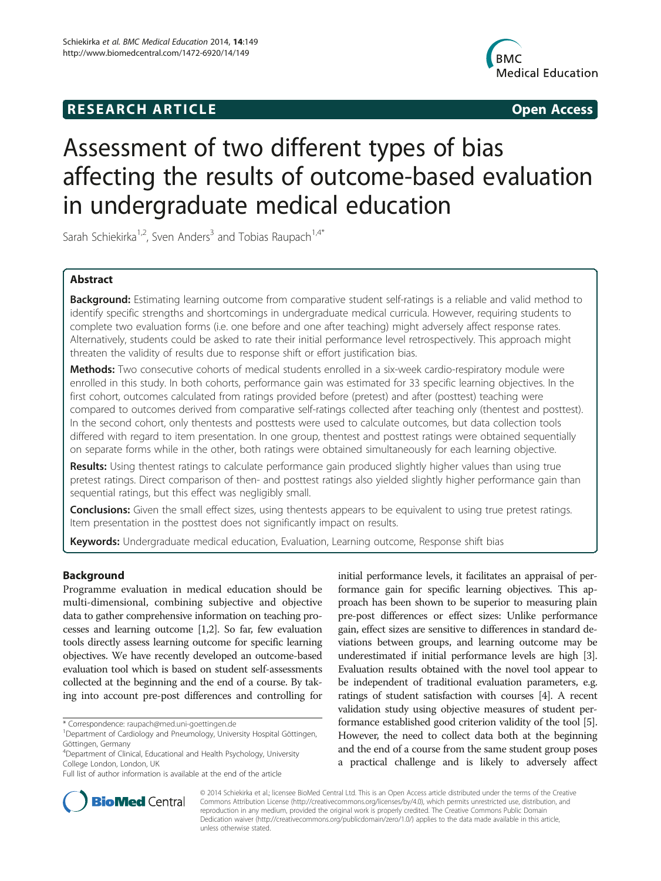**RESEARCH ARTICLE** **Open Access**

# Assessment of two different types of bias affecting the results of outcome-based evaluation in undergraduate medical education

Sarah Schiekirka[1,2], Sven Anders[3] and Tobias Raupach[1,4*]

## Abstract

**Background:** Estimating learning outcome from comparative student self-ratings is a reliable and valid method to identify specific strengths and shortcomings in undergraduate medical curricula. However, requiring students to complete two evaluation forms (i.e. one before and one after teaching) might adversely affect response rates. Alternatively, students could be asked to rate their initial performance level retrospectively. This approach might threaten the validity of results due to response shift or effort justification bias.

**Methods:** Two consecutive cohorts of medical students enrolled in a six-week cardio-respiratory module were enrolled in this study. In both cohorts, performance gain was estimated for 33 specific learning objectives. In the first cohort, outcomes calculated from ratings provided before (pretest) and after (posttest) teaching were compared to outcomes derived from comparative self-ratings collected after teaching only (thentest and posttest). In the second cohort, only thentests and posttests were used to calculate outcomes, but data collection tools differed with regard to item presentation. In one group, thentest and posttest ratings were obtained sequentially on separate forms while in the other, both ratings were obtained simultaneously for each learning objective.

**Results:** Using thentest ratings to calculate performance gain produced slightly higher values than using true pretest ratings. Direct comparison of then- and posttest ratings also yielded slightly higher performance gain than sequential ratings, but this effect was negligibly small.

**Conclusions:** Given the small effect sizes, using thentests appears to be equivalent to using true pretest ratings. Item presentation in the posttest does not significantly impact on results.

**Keywords:** Undergraduate medical education, Evaluation, Learning outcome, Response shift bias

## Background

Programme evaluation in medical education should be multi-dimensional, combining subjective and objective data to gather comprehensive information on teaching processes and learning outcome [1,2]. So far, few evaluation tools directly assess learning outcome for specific learning objectives. We have recently developed an outcome-based evaluation tool which is based on student self-assessments collected at the beginning and the end of a course. By taking into account pre-post differences and controlling for initial performance levels, it facilitates an appraisal of performance gain for specific learning objectives. This approach has been shown to be superior to measuring plain pre-post differences or effect sizes: Unlike performance gain, effect sizes are sensitive to differences in standard deviations between groups, and learning outcome may be underestimated if initial performance levels are high [3]. Evaluation results obtained with the novel tool appear to be independent of traditional evaluation parameters, e.g. ratings of student satisfaction with courses [4]. A recent validation study using objective measures of student performance established good criterion validity of the tool [5]. However, the need to collect data both at the beginning and the end of a course from the same student group poses a practical challenge and is likely to adversely affect

\* Correspondence: raupach@med.uni-goettingen.de
[1]Department of Cardiology and Pneumology, University Hospital Göttingen, Göttingen, Germany
[4]Department of Clinical, Educational and Health Psychology, University College London, London, UK
Full list of author information is available at the end of the article

© 2014 Schiekirka et al.; licensee BioMed Central Ltd. This is an Open Access article distributed under the terms of the Creative Commons Attribution License (http://creativecommons.org/licenses/by/4.0), which permits unrestricted use, distribution, and reproduction in any medium, provided the original work is properly credited. The Creative Commons Public Domain Dedication waiver (http://creativecommons.org/publicdomain/zero/1.0/) applies to the data made available in this article, unless otherwise stated.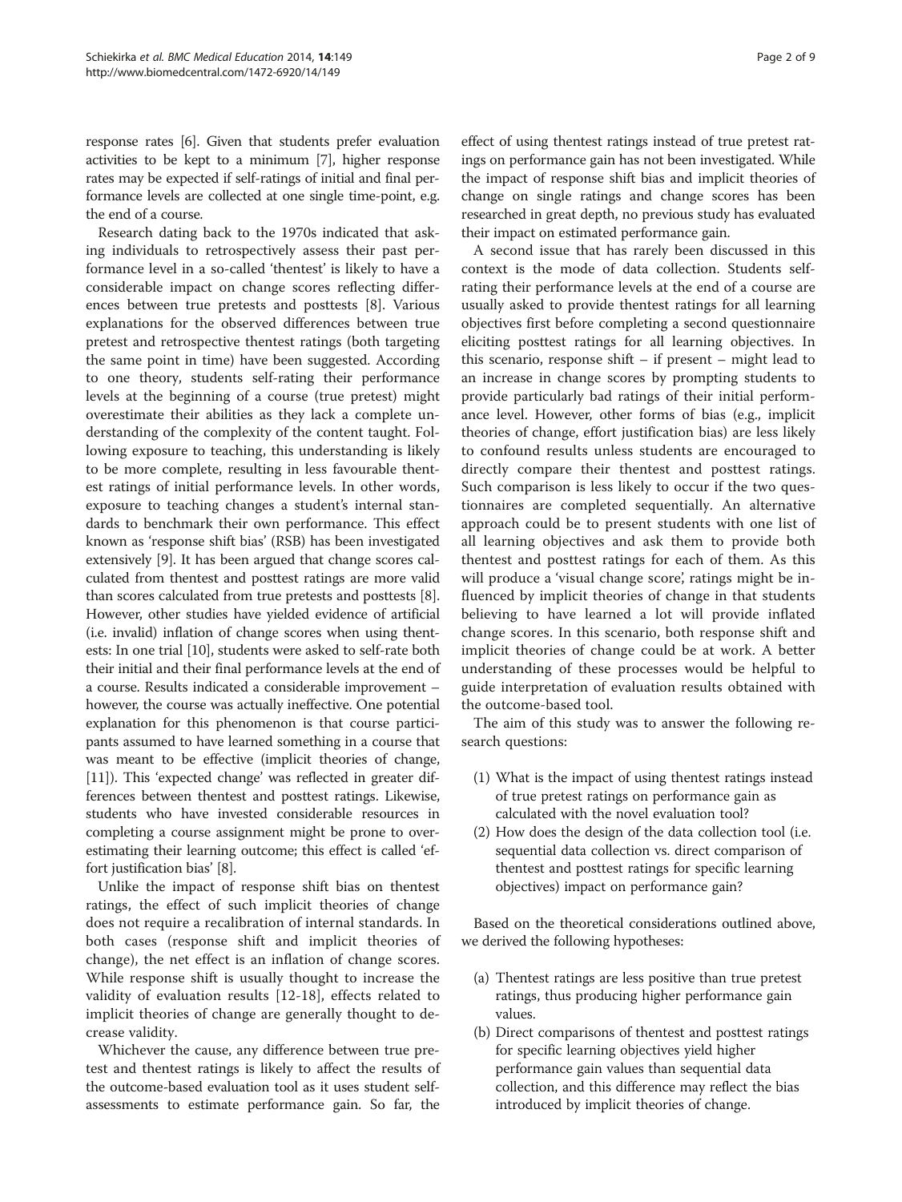response rates [6]. Given that students prefer evaluation activities to be kept to a minimum [7], higher response rates may be expected if self-ratings of initial and final performance levels are collected at one single time-point, e.g. the end of a course.

Research dating back to the 1970s indicated that asking individuals to retrospectively assess their past performance level in a so-called 'thentest' is likely to have a considerable impact on change scores reflecting differences between true pretests and posttests [8]. Various explanations for the observed differences between true pretest and retrospective thentest ratings (both targeting the same point in time) have been suggested. According to one theory, students self-rating their performance levels at the beginning of a course (true pretest) might overestimate their abilities as they lack a complete understanding of the complexity of the content taught. Following exposure to teaching, this understanding is likely to be more complete, resulting in less favourable thentest ratings of initial performance levels. In other words, exposure to teaching changes a student's internal standards to benchmark their own performance. This effect known as 'response shift bias' (RSB) has been investigated extensively [9]. It has been argued that change scores calculated from thentest and posttest ratings are more valid than scores calculated from true pretests and posttests [8]. However, other studies have yielded evidence of artificial (i.e. invalid) inflation of change scores when using thentests: In one trial [10], students were asked to self-rate both their initial and their final performance levels at the end of a course. Results indicated a considerable improvement – however, the course was actually ineffective. One potential explanation for this phenomenon is that course participants assumed to have learned something in a course that was meant to be effective (implicit theories of change, [11]). This 'expected change' was reflected in greater differences between thentest and posttest ratings. Likewise, students who have invested considerable resources in completing a course assignment might be prone to overestimating their learning outcome; this effect is called 'effort justification bias' [8].

Unlike the impact of response shift bias on thentest ratings, the effect of such implicit theories of change does not require a recalibration of internal standards. In both cases (response shift and implicit theories of change), the net effect is an inflation of change scores. While response shift is usually thought to increase the validity of evaluation results [12-18], effects related to implicit theories of change are generally thought to decrease validity.

Whichever the cause, any difference between true pretest and thentest ratings is likely to affect the results of the outcome-based evaluation tool as it uses student self-assessments to estimate performance gain. So far, the effect of using thentest ratings instead of true pretest ratings on performance gain has not been investigated. While the impact of response shift bias and implicit theories of change on single ratings and change scores has been researched in great depth, no previous study has evaluated their impact on estimated performance gain.

A second issue that has rarely been discussed in this context is the mode of data collection. Students self-rating their performance levels at the end of a course are usually asked to provide thentest ratings for all learning objectives first before completing a second questionnaire eliciting posttest ratings for all learning objectives. In this scenario, response shift – if present – might lead to an increase in change scores by prompting students to provide particularly bad ratings of their initial performance level. However, other forms of bias (e.g., implicit theories of change, effort justification bias) are less likely to confound results unless students are encouraged to directly compare their thentest and posttest ratings. Such comparison is less likely to occur if the two questionnaires are completed sequentially. An alternative approach could be to present students with one list of all learning objectives and ask them to provide both thentest and posttest ratings for each of them. As this will produce a 'visual change score', ratings might be influenced by implicit theories of change in that students believing to have learned a lot will provide inflated change scores. In this scenario, both response shift and implicit theories of change could be at work. A better understanding of these processes would be helpful to guide interpretation of evaluation results obtained with the outcome-based tool.

The aim of this study was to answer the following research questions:

(1) What is the impact of using thentest ratings instead of true pretest ratings on performance gain as calculated with the novel evaluation tool?
(2) How does the design of the data collection tool (i.e. sequential data collection vs. direct comparison of thentest and posttest ratings for specific learning objectives) impact on performance gain?

Based on the theoretical considerations outlined above, we derived the following hypotheses:

(a) Thentest ratings are less positive than true pretest ratings, thus producing higher performance gain values.
(b) Direct comparisons of thentest and posttest ratings for specific learning objectives yield higher performance gain values than sequential data collection, and this difference may reflect the bias introduced by implicit theories of change.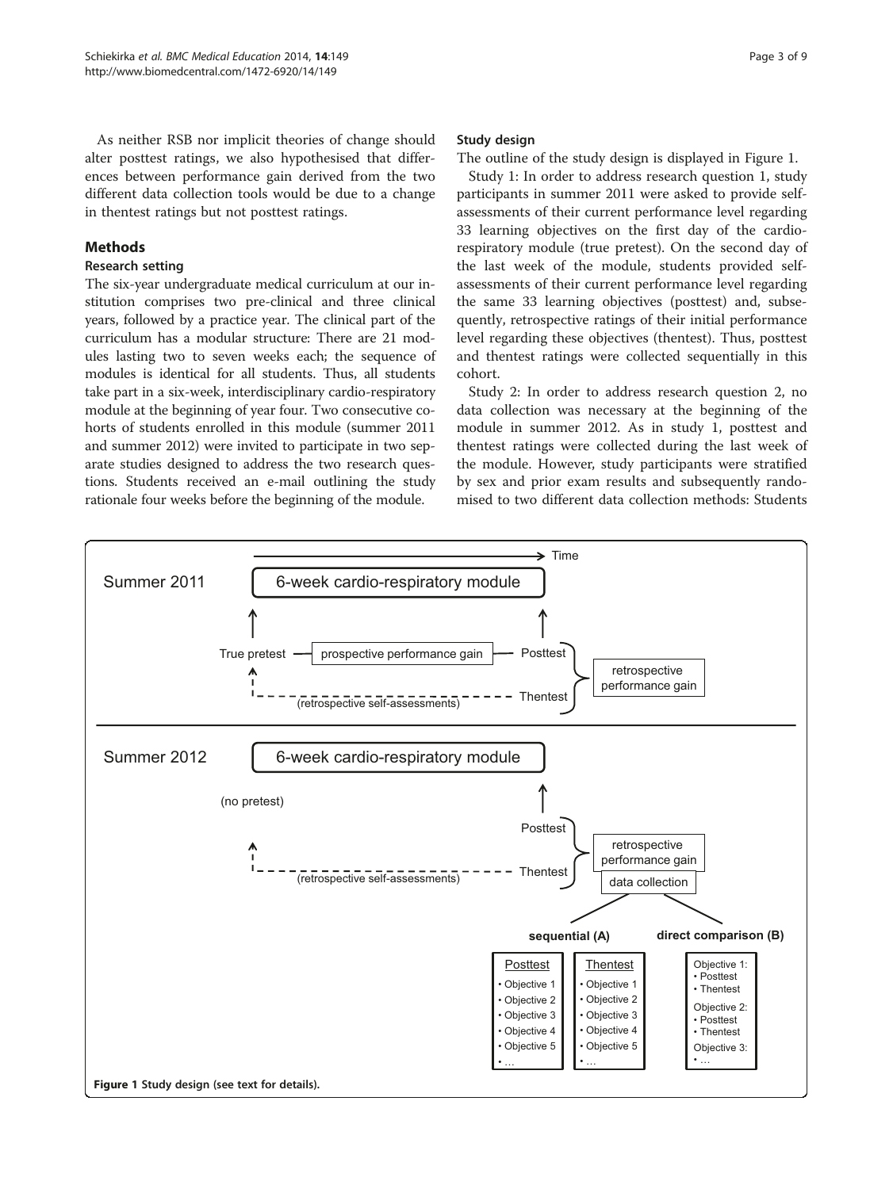As neither RSB nor implicit theories of change should alter posttest ratings, we also hypothesised that differences between performance gain derived from the two different data collection tools would be due to a change in thentest ratings but not posttest ratings.

## Methods

### Research setting

The six-year undergraduate medical curriculum at our institution comprises two pre-clinical and three clinical years, followed by a practice year. The clinical part of the curriculum has a modular structure: There are 21 modules lasting two to seven weeks each; the sequence of modules is identical for all students. Thus, all students take part in a six-week, interdisciplinary cardio-respiratory module at the beginning of year four. Two consecutive cohorts of students enrolled in this module (summer 2011 and summer 2012) were invited to participate in two separate studies designed to address the two research questions. Students received an e-mail outlining the study rationale four weeks before the beginning of the module.

### Study design

The outline of the study design is displayed in Figure 1.

Study 1: In order to address research question 1, study participants in summer 2011 were asked to provide self-assessments of their current performance level regarding 33 learning objectives on the first day of the cardio-respiratory module (true pretest). On the second day of the last week of the module, students provided self-assessments of their current performance level regarding the same 33 learning objectives (posttest) and, subsequently, retrospective ratings of their initial performance level regarding these objectives (thentest). Thus, posttest and thentest ratings were collected sequentially in this cohort.

Study 2: In order to address research question 2, no data collection was necessary at the beginning of the module in summer 2012. As in study 1, posttest and thentest ratings were collected during the last week of the module. However, study participants were stratified by sex and prior exam results and subsequently randomised to two different data collection methods: Students

**Figure 1** Study design (see text for details).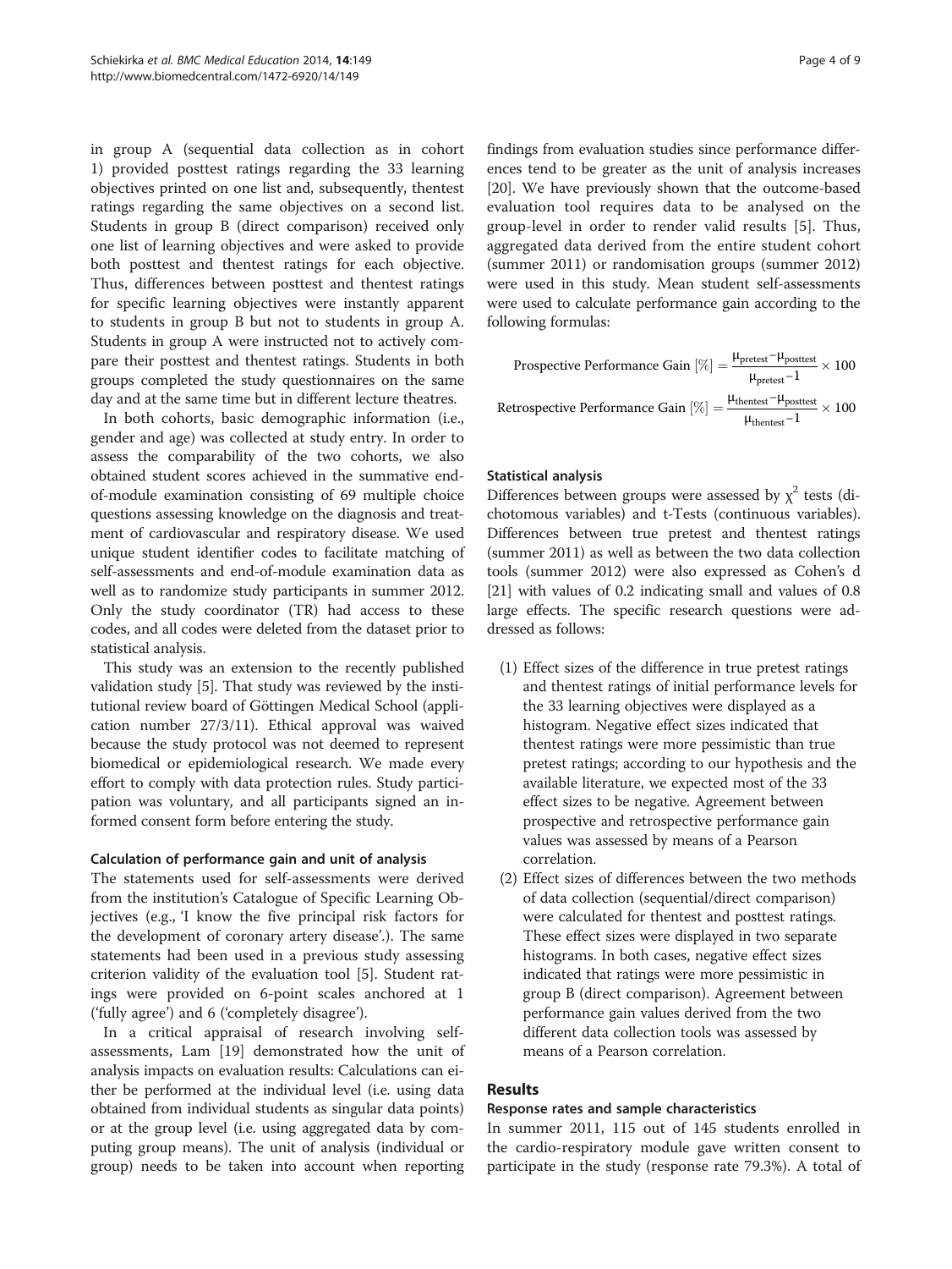in group A (sequential data collection as in cohort 1) provided posttest ratings regarding the 33 learning objectives printed on one list and, subsequently, thentest ratings regarding the same objectives on a second list. Students in group B (direct comparison) received only one list of learning objectives and were asked to provide both posttest and thentest ratings for each objective. Thus, differences between posttest and thentest ratings for specific learning objectives were instantly apparent to students in group B but not to students in group A. Students in group A were instructed not to actively compare their posttest and thentest ratings. Students in both groups completed the study questionnaires on the same day and at the same time but in different lecture theatres.

In both cohorts, basic demographic information (i.e., gender and age) was collected at study entry. In order to assess the comparability of the two cohorts, we also obtained student scores achieved in the summative end-of-module examination consisting of 69 multiple choice questions assessing knowledge on the diagnosis and treatment of cardiovascular and respiratory disease. We used unique student identifier codes to facilitate matching of self-assessments and end-of-module examination data as well as to randomize study participants in summer 2012. Only the study coordinator (TR) had access to these codes, and all codes were deleted from the dataset prior to statistical analysis.

This study was an extension to the recently published validation study [5]. That study was reviewed by the institutional review board of Göttingen Medical School (application number 27/3/11). Ethical approval was waived because the study protocol was not deemed to represent biomedical or epidemiological research. We made every effort to comply with data protection rules. Study participation was voluntary, and all participants signed an informed consent form before entering the study.

### Calculation of performance gain and unit of analysis

The statements used for self-assessments were derived from the institution's Catalogue of Specific Learning Objectives (e.g., 'I know the five principal risk factors for the development of coronary artery disease'.). The same statements had been used in a previous study assessing criterion validity of the evaluation tool [5]. Student ratings were provided on 6-point scales anchored at 1 ('fully agree') and 6 ('completely disagree').

In a critical appraisal of research involving self-assessments, Lam [19] demonstrated how the unit of analysis impacts on evaluation results: Calculations can either be performed at the individual level (i.e. using data obtained from individual students as singular data points) or at the group level (i.e. using aggregated data by computing group means). The unit of analysis (individual or group) needs to be taken into account when reporting findings from evaluation studies since performance differences tend to be greater as the unit of analysis increases [20]. We have previously shown that the outcome-based evaluation tool requires data to be analysed on the group-level in order to render valid results [5]. Thus, aggregated data derived from the entire student cohort (summer 2011) or randomisation groups (summer 2012) were used in this study. Mean student self-assessments were used to calculate performance gain according to the following formulas:

$$\text{Prospective Performance Gain } [\%] = \frac{\mu_{\text{pretest}} - \mu_{\text{posttest}}}{\mu_{\text{pretest}} - 1} \times 100$$

$$\text{Retrospective Performance Gain } [\%] = \frac{\mu_{\text{thentest}} - \mu_{\text{posttest}}}{\mu_{\text{thentest}} - 1} \times 100$$

### Statistical analysis

Differences between groups were assessed by $\chi^2$ tests (dichotomous variables) and t-Tests (continuous variables). Differences between true pretest and thentest ratings (summer 2011) as well as between the two data collection tools (summer 2012) were also expressed as Cohen's d [21] with values of 0.2 indicating small and values of 0.8 large effects. The specific research questions were addressed as follows:

(1) Effect sizes of the difference in true pretest ratings and thentest ratings of initial performance levels for the 33 learning objectives were displayed as a histogram. Negative effect sizes indicated that thentest ratings were more pessimistic than true pretest ratings; according to our hypothesis and the available literature, we expected most of the 33 effect sizes to be negative. Agreement between prospective and retrospective performance gain values was assessed by means of a Pearson correlation.

(2) Effect sizes of differences between the two methods of data collection (sequential/direct comparison) were calculated for thentest and posttest ratings. These effect sizes were displayed in two separate histograms. In both cases, negative effect sizes indicated that ratings were more pessimistic in group B (direct comparison). Agreement between performance gain values derived from the two different data collection tools was assessed by means of a Pearson correlation.

## Results

### Response rates and sample characteristics

In summer 2011, 115 out of 145 students enrolled in the cardio-respiratory module gave written consent to participate in the study (response rate 79.3%). A total of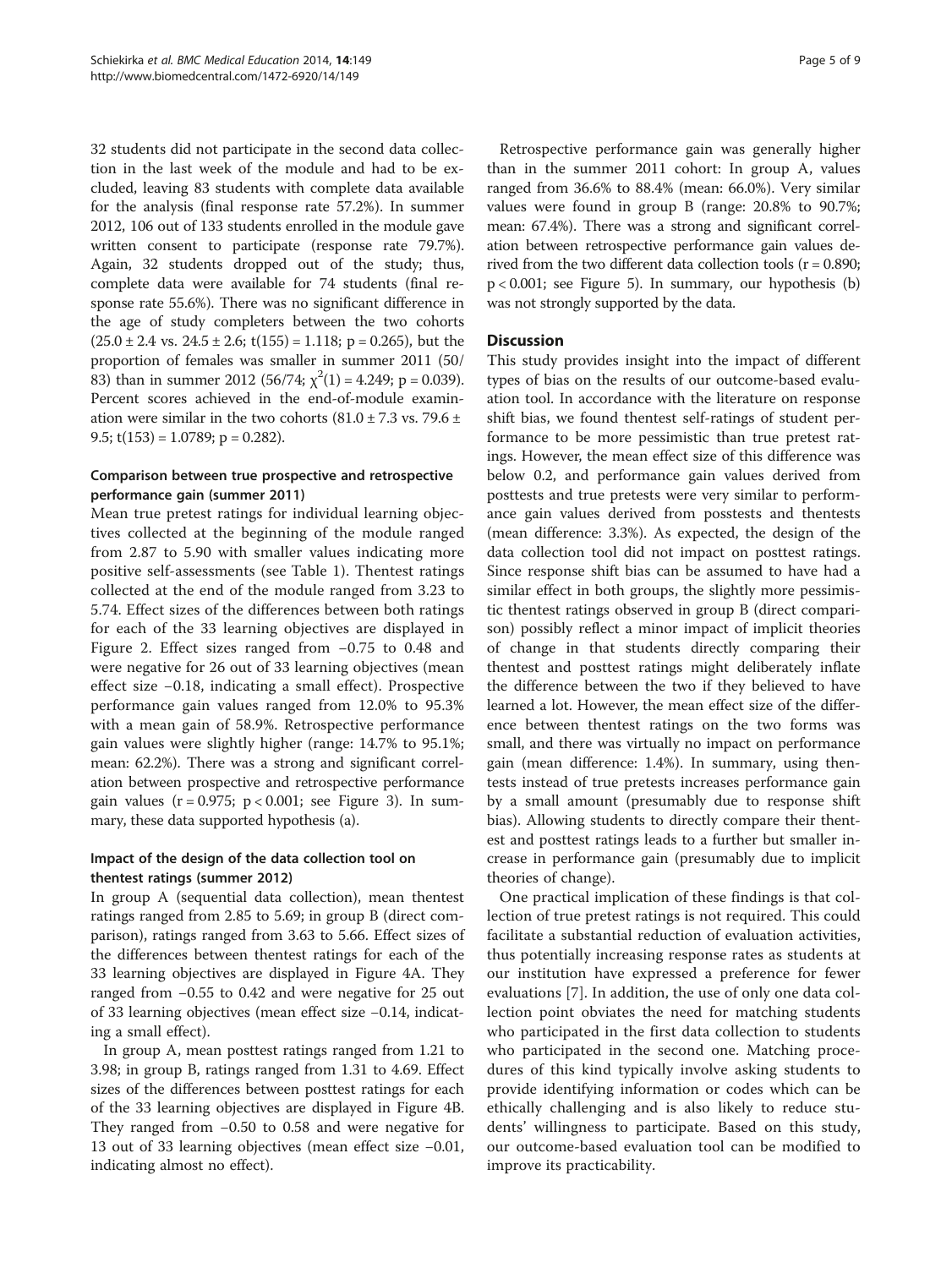32 students did not participate in the second data collection in the last week of the module and had to be excluded, leaving 83 students with complete data available for the analysis (final response rate 57.2%). In summer 2012, 106 out of 133 students enrolled in the module gave written consent to participate (response rate 79.7%). Again, 32 students dropped out of the study; thus, complete data were available for 74 students (final response rate 55.6%). There was no significant difference in the age of study completers between the two cohorts ($25.0 \pm 2.4$ vs. $24.5 \pm 2.6$; $t(155) = 1.118$; $p = 0.265$), but the proportion of females was smaller in summer 2011 (50/83) than in summer 2012 (56/74; $\chi^2(1) = 4.249$; $p = 0.039$). Percent scores achieved in the end-of-module examination were similar in the two cohorts ($81.0 \pm 7.3$ vs. $79.6 \pm 9.5$; $t(153) = 1.0789$; $p = 0.282$).

### Comparison between true prospective and retrospective performance gain (summer 2011)

Mean true pretest ratings for individual learning objectives collected at the beginning of the module ranged from 2.87 to 5.90 with smaller values indicating more positive self-assessments (see Table 1). Thentest ratings collected at the end of the module ranged from 3.23 to 5.74. Effect sizes of the differences between both ratings for each of the 33 learning objectives are displayed in Figure 2. Effect sizes ranged from −0.75 to 0.48 and were negative for 26 out of 33 learning objectives (mean effect size −0.18, indicating a small effect). Prospective performance gain values ranged from 12.0% to 95.3% with a mean gain of 58.9%. Retrospective performance gain values were slightly higher (range: 14.7% to 95.1%; mean: 62.2%). There was a strong and significant correlation between prospective and retrospective performance gain values ($r = 0.975$; $p < 0.001$; see Figure 3). In summary, these data supported hypothesis (a).

### Impact of the design of the data collection tool on thentest ratings (summer 2012)

In group A (sequential data collection), mean thentest ratings ranged from 2.85 to 5.69; in group B (direct comparison), ratings ranged from 3.63 to 5.66. Effect sizes of the differences between thentest ratings for each of the 33 learning objectives are displayed in Figure 4A. They ranged from −0.55 to 0.42 and were negative for 25 out of 33 learning objectives (mean effect size −0.14, indicating a small effect).

In group A, mean posttest ratings ranged from 1.21 to 3.98; in group B, ratings ranged from 1.31 to 4.69. Effect sizes of the differences between posttest ratings for each of the 33 learning objectives are displayed in Figure 4B. They ranged from −0.50 to 0.58 and were negative for 13 out of 33 learning objectives (mean effect size −0.01, indicating almost no effect).

Retrospective performance gain was generally higher than in the summer 2011 cohort: In group A, values ranged from 36.6% to 88.4% (mean: 66.0%). Very similar values were found in group B (range: 20.8% to 90.7%; mean: 67.4%). There was a strong and significant correlation between retrospective performance gain values derived from the two different data collection tools ($r = 0.890$; $p < 0.001$; see Figure 5). In summary, our hypothesis (b) was not strongly supported by the data.

## Discussion

This study provides insight into the impact of different types of bias on the results of our outcome-based evaluation tool. In accordance with the literature on response shift bias, we found thentest self-ratings of student performance to be more pessimistic than true pretest ratings. However, the mean effect size of this difference was below 0.2, and performance gain values derived from posttests and true pretests were very similar to performance gain values derived from posstests and thentests (mean difference: 3.3%). As expected, the design of the data collection tool did not impact on posttest ratings. Since response shift bias can be assumed to have had a similar effect in both groups, the slightly more pessimistic thentest ratings observed in group B (direct comparison) possibly reflect a minor impact of implicit theories of change in that students directly comparing their thentest and posttest ratings might deliberately inflate the difference between the two if they believed to have learned a lot. However, the mean effect size of the difference between thentest ratings on the two forms was small, and there was virtually no impact on performance gain (mean difference: 1.4%). In summary, using thentests instead of true pretests increases performance gain by a small amount (presumably due to response shift bias). Allowing students to directly compare their thentest and posttest ratings leads to a further but smaller increase in performance gain (presumably due to implicit theories of change).

One practical implication of these findings is that collection of true pretest ratings is not required. This could facilitate a substantial reduction of evaluation activities, thus potentially increasing response rates as students at our institution have expressed a preference for fewer evaluations [7]. In addition, the use of only one data collection point obviates the need for matching students who participated in the first data collection to students who participated in the second one. Matching procedures of this kind typically involve asking students to provide identifying information or codes which can be ethically challenging and is also likely to reduce students' willingness to participate. Based on this study, our outcome-based evaluation tool can be modified to improve its practicability.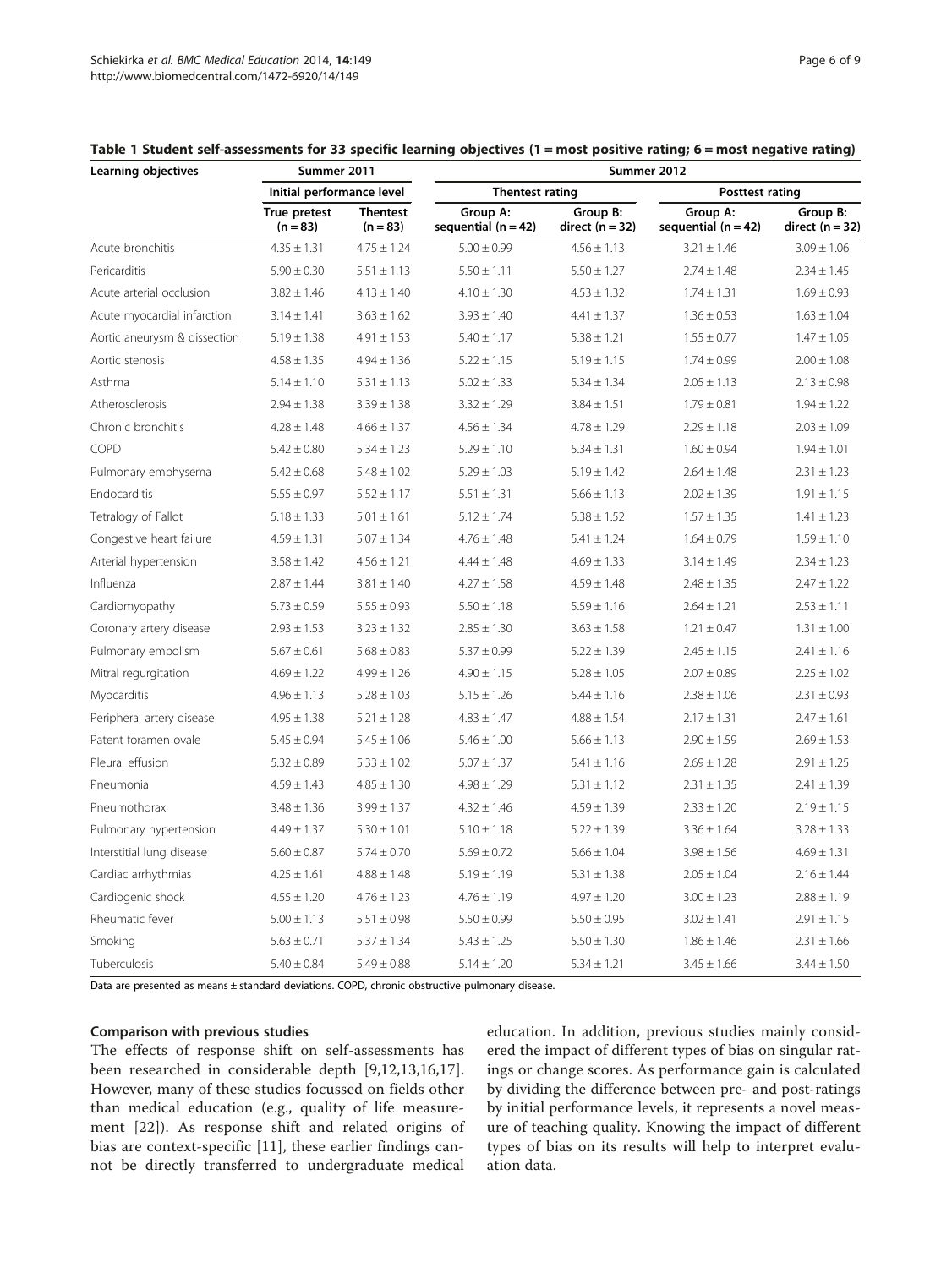**Table 1 Student self-assessments for 33 specific learning objectives (1 = most positive rating; 6 = most negative rating)**

| Learning objectives | Summer 2011 | | Summer 2012 | | | |
|---|---|---|---|---|---|---|
| | Initial performance level | | Thentest rating | | Posttest rating | |
| | True pretest (n = 83) | Thentest (n = 83) | Group A: sequential (n = 42) | Group B: direct (n = 32) | Group A: sequential (n = 42) | Group B: direct (n = 32) |
| Acute bronchitis | 4.35 ± 1.31 | 4.75 ± 1.24 | 5.00 ± 0.99 | 4.56 ± 1.13 | 3.21 ± 1.46 | 3.09 ± 1.06 |
| Pericarditis | 5.90 ± 0.30 | 5.51 ± 1.13 | 5.50 ± 1.11 | 5.50 ± 1.27 | 2.74 ± 1.48 | 2.34 ± 1.45 |
| Acute arterial occlusion | 3.82 ± 1.46 | 4.13 ± 1.40 | 4.10 ± 1.30 | 4.53 ± 1.32 | 1.74 ± 1.31 | 1.69 ± 0.93 |
| Acute myocardial infarction | 3.14 ± 1.41 | 3.63 ± 1.62 | 3.93 ± 1.40 | 4.41 ± 1.37 | 1.36 ± 0.53 | 1.63 ± 1.04 |
| Aortic aneurysm & dissection | 5.19 ± 1.38 | 4.91 ± 1.53 | 5.40 ± 1.17 | 5.38 ± 1.21 | 1.55 ± 0.77 | 1.47 ± 1.05 |
| Aortic stenosis | 4.58 ± 1.35 | 4.94 ± 1.36 | 5.22 ± 1.15 | 5.19 ± 1.15 | 1.74 ± 0.99 | 2.00 ± 1.08 |
| Asthma | 5.14 ± 1.10 | 5.31 ± 1.13 | 5.02 ± 1.33 | 5.34 ± 1.34 | 2.05 ± 1.13 | 2.13 ± 0.98 |
| Atherosclerosis | 2.94 ± 1.38 | 3.39 ± 1.38 | 3.32 ± 1.29 | 3.84 ± 1.51 | 1.79 ± 0.81 | 1.94 ± 1.22 |
| Chronic bronchitis | 4.28 ± 1.48 | 4.66 ± 1.37 | 4.56 ± 1.34 | 4.78 ± 1.29 | 2.29 ± 1.18 | 2.03 ± 1.09 |
| COPD | 5.42 ± 0.80 | 5.34 ± 1.23 | 5.29 ± 1.10 | 5.34 ± 1.31 | 1.60 ± 0.94 | 1.94 ± 1.01 |
| Pulmonary emphysema | 5.42 ± 0.68 | 5.48 ± 1.02 | 5.29 ± 1.03 | 5.19 ± 1.42 | 2.64 ± 1.48 | 2.31 ± 1.23 |
| Endocarditis | 5.55 ± 0.97 | 5.52 ± 1.17 | 5.51 ± 1.31 | 5.66 ± 1.13 | 2.02 ± 1.39 | 1.91 ± 1.15 |
| Tetralogy of Fallot | 5.18 ± 1.33 | 5.01 ± 1.61 | 5.12 ± 1.74 | 5.38 ± 1.52 | 1.57 ± 1.35 | 1.41 ± 1.23 |
| Congestive heart failure | 4.59 ± 1.31 | 5.07 ± 1.34 | 4.76 ± 1.48 | 5.41 ± 1.24 | 1.64 ± 0.79 | 1.59 ± 1.10 |
| Arterial hypertension | 3.58 ± 1.42 | 4.56 ± 1.21 | 4.44 ± 1.48 | 4.69 ± 1.33 | 3.14 ± 1.49 | 2.34 ± 1.23 |
| Influenza | 2.87 ± 1.44 | 3.81 ± 1.40 | 4.27 ± 1.58 | 4.59 ± 1.48 | 2.48 ± 1.35 | 2.47 ± 1.22 |
| Cardiomyopathy | 5.73 ± 0.59 | 5.55 ± 0.93 | 5.50 ± 1.18 | 5.59 ± 1.16 | 2.64 ± 1.21 | 2.53 ± 1.11 |
| Coronary artery disease | 2.93 ± 1.53 | 3.23 ± 1.32 | 2.85 ± 1.30 | 3.63 ± 1.58 | 1.21 ± 0.47 | 1.31 ± 1.00 |
| Pulmonary embolism | 5.67 ± 0.61 | 5.68 ± 0.83 | 5.37 ± 0.99 | 5.22 ± 1.39 | 2.45 ± 1.15 | 2.41 ± 1.16 |
| Mitral regurgitation | 4.69 ± 1.22 | 4.99 ± 1.26 | 4.90 ± 1.15 | 5.28 ± 1.05 | 2.07 ± 0.89 | 2.25 ± 1.02 |
| Myocarditis | 4.96 ± 1.13 | 5.28 ± 1.03 | 5.15 ± 1.26 | 5.44 ± 1.16 | 2.38 ± 1.06 | 2.31 ± 0.93 |
| Peripheral artery disease | 4.95 ± 1.38 | 5.21 ± 1.28 | 4.83 ± 1.47 | 4.88 ± 1.54 | 2.17 ± 1.31 | 2.47 ± 1.61 |
| Patent foramen ovale | 5.45 ± 0.94 | 5.45 ± 1.06 | 5.46 ± 1.00 | 5.66 ± 1.13 | 2.90 ± 1.59 | 2.69 ± 1.53 |
| Pleural effusion | 5.32 ± 0.89 | 5.33 ± 1.02 | 5.07 ± 1.37 | 5.41 ± 1.16 | 2.69 ± 1.28 | 2.91 ± 1.25 |
| Pneumonia | 4.59 ± 1.43 | 4.85 ± 1.30 | 4.98 ± 1.29 | 5.31 ± 1.12 | 2.31 ± 1.35 | 2.41 ± 1.39 |
| Pneumothorax | 3.48 ± 1.36 | 3.99 ± 1.37 | 4.32 ± 1.46 | 4.59 ± 1.39 | 2.33 ± 1.20 | 2.19 ± 1.15 |
| Pulmonary hypertension | 4.49 ± 1.37 | 5.30 ± 1.01 | 5.10 ± 1.18 | 5.22 ± 1.39 | 3.36 ± 1.64 | 3.28 ± 1.33 |
| Interstitial lung disease | 5.60 ± 0.87 | 5.74 ± 0.70 | 5.69 ± 0.72 | 5.66 ± 1.04 | 3.98 ± 1.56 | 4.69 ± 1.31 |
| Cardiac arrhythmias | 4.25 ± 1.61 | 4.88 ± 1.48 | 5.19 ± 1.19 | 5.31 ± 1.38 | 2.05 ± 1.04 | 2.16 ± 1.44 |
| Cardiogenic shock | 4.55 ± 1.20 | 4.76 ± 1.23 | 4.76 ± 1.19 | 4.97 ± 1.20 | 3.00 ± 1.23 | 2.88 ± 1.19 |
| Rheumatic fever | 5.00 ± 1.13 | 5.51 ± 0.98 | 5.50 ± 0.99 | 5.50 ± 0.95 | 3.02 ± 1.41 | 2.91 ± 1.15 |
| Smoking | 5.63 ± 0.71 | 5.37 ± 1.34 | 5.43 ± 1.25 | 5.50 ± 1.30 | 1.86 ± 1.46 | 2.31 ± 1.66 |
| Tuberculosis | 5.40 ± 0.84 | 5.49 ± 0.88 | 5.14 ± 1.20 | 5.34 ± 1.21 | 3.45 ± 1.66 | 3.44 ± 1.50 |

Data are presented as means ± standard deviations. COPD, chronic obstructive pulmonary disease.

### Comparison with previous studies

The effects of response shift on self-assessments has been researched in considerable depth [9,12,13,16,17]. However, many of these studies focussed on fields other than medical education (e.g., quality of life measurement [22]). As response shift and related origins of bias are context-specific [11], these earlier findings cannot be directly transferred to undergraduate medical education. In addition, previous studies mainly considered the impact of different types of bias on singular ratings or change scores. As performance gain is calculated by dividing the difference between pre- and post-ratings by initial performance levels, it represents a novel measure of teaching quality. Knowing the impact of different types of bias on its results will help to interpret evaluation data.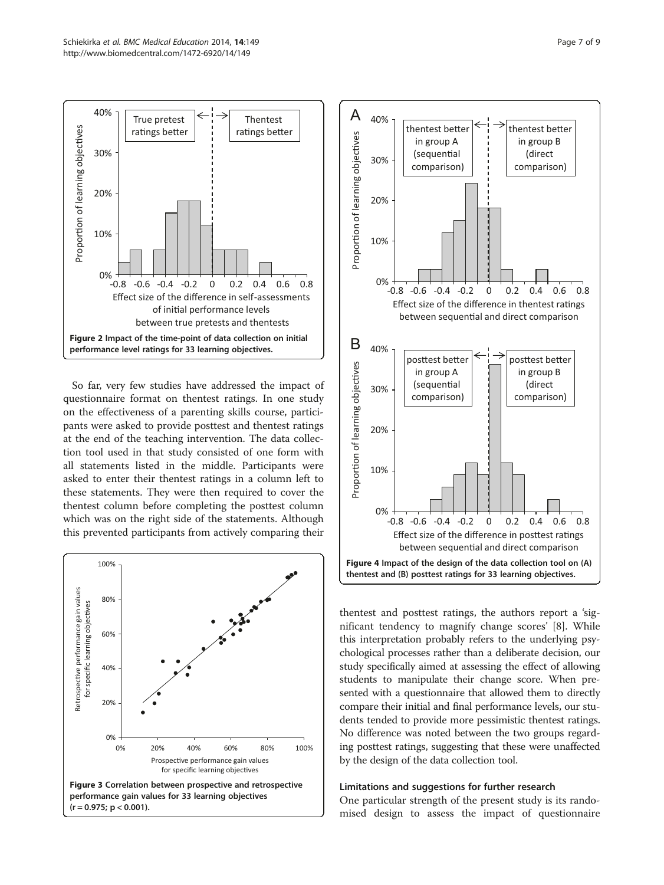Figure 2 Impact of the time-point of data collection on initial performance level ratings for 33 learning objectives.

So far, very few studies have addressed the impact of questionnaire format on thentest ratings. In one study on the effectiveness of a parenting skills course, participants were asked to provide posttest and thentest ratings at the end of the teaching intervention. The data collection tool used in that study consisted of one form with all statements listed in the middle. Participants were asked to enter their thentest ratings in a column left to these statements. They were then required to cover the thentest column before completing the posttest column which was on the right side of the statements. Although this prevented participants from actively comparing their thentest and posttest ratings, the authors report a 'significant tendency to magnify change scores' [8]. While this interpretation probably refers to the underlying psychological processes rather than a deliberate decision, our study specifically aimed at assessing the effect of allowing students to manipulate their change score. When presented with a questionnaire that allowed them to directly compare their initial and final performance levels, our students tended to provide more pessimistic thentest ratings. No difference was noted between the two groups regarding posttest ratings, suggesting that these were unaffected by the design of the data collection tool.

Figure 3 Correlation between prospective and retrospective performance gain values for 33 learning objectives ($r = 0.975$; $p < 0.001$).

Figure 4 Impact of the design of the data collection tool on (A) thentest and (B) posttest ratings for 33 learning objectives.

### Limitations and suggestions for further research

One particular strength of the present study is its randomised design to assess the impact of questionnaire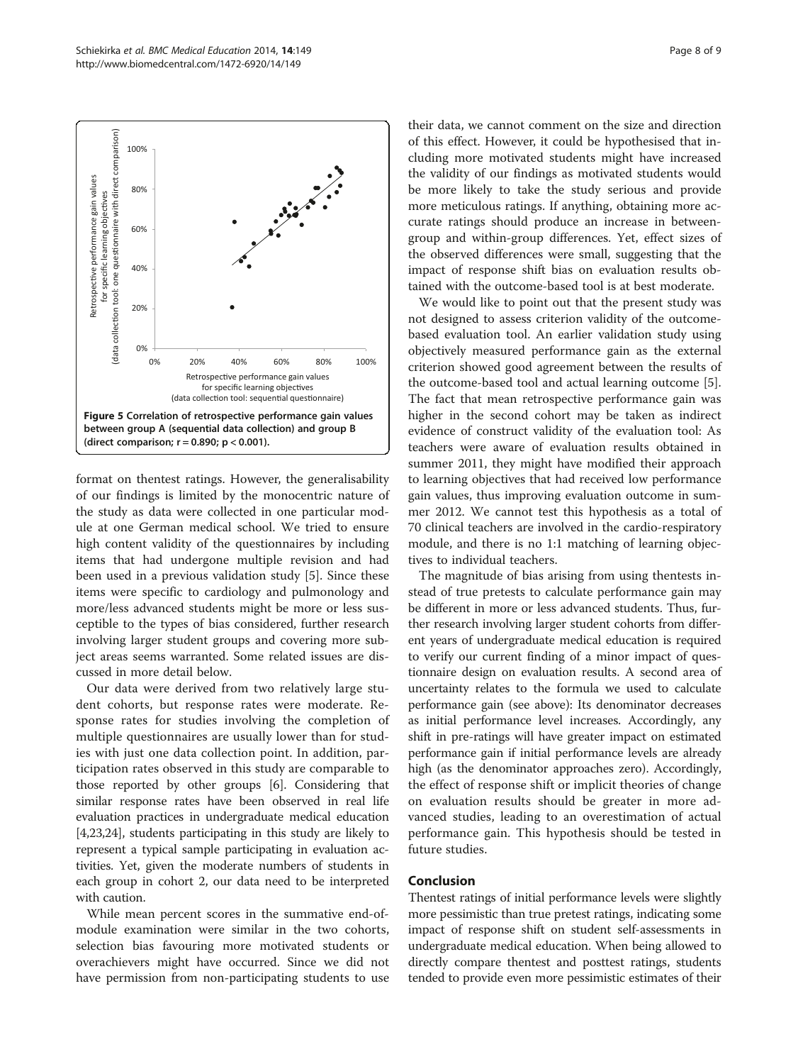**Figure 5 Correlation of retrospective performance gain values between group A (sequential data collection) and group B (direct comparison; r = 0.890; p < 0.001).**

format on thentest ratings. However, the generalisability of our findings is limited by the monocentric nature of the study as data were collected in one particular module at one German medical school. We tried to ensure high content validity of the questionnaires by including items that had undergone multiple revision and had been used in a previous validation study [5]. Since these items were specific to cardiology and pulmonology and more/less advanced students might be more or less susceptible to the types of bias considered, further research involving larger student groups and covering more subject areas seems warranted. Some related issues are discussed in more detail below.

Our data were derived from two relatively large student cohorts, but response rates were moderate. Response rates for studies involving the completion of multiple questionnaires are usually lower than for studies with just one data collection point. In addition, participation rates observed in this study are comparable to those reported by other groups [6]. Considering that similar response rates have been observed in real life evaluation practices in undergraduate medical education [4,23,24], students participating in this study are likely to represent a typical sample participating in evaluation activities. Yet, given the moderate numbers of students in each group in cohort 2, our data need to be interpreted with caution.

While mean percent scores in the summative end-of-module examination were similar in the two cohorts, selection bias favouring more motivated students or overachievers might have occurred. Since we did not have permission from non-participating students to use their data, we cannot comment on the size and direction of this effect. However, it could be hypothesised that including more motivated students might have increased the validity of our findings as motivated students would be more likely to take the study serious and provide more meticulous ratings. If anything, obtaining more accurate ratings should produce an increase in between-group and within-group differences. Yet, effect sizes of the observed differences were small, suggesting that the impact of response shift bias on evaluation results obtained with the outcome-based tool is at best moderate.

We would like to point out that the present study was not designed to assess criterion validity of the outcome-based evaluation tool. An earlier validation study using objectively measured performance gain as the external criterion showed good agreement between the results of the outcome-based tool and actual learning outcome [5]. The fact that mean retrospective performance gain was higher in the second cohort may be taken as indirect evidence of construct validity of the evaluation tool: As teachers were aware of evaluation results obtained in summer 2011, they might have modified their approach to learning objectives that had received low performance gain values, thus improving evaluation outcome in summer 2012. We cannot test this hypothesis as a total of 70 clinical teachers are involved in the cardio-respiratory module, and there is no 1:1 matching of learning objectives to individual teachers.

The magnitude of bias arising from using thentests instead of true pretests to calculate performance gain may be different in more or less advanced students. Thus, further research involving larger student cohorts from different years of undergraduate medical education is required to verify our current finding of a minor impact of questionnaire design on evaluation results. A second area of uncertainty relates to the formula we used to calculate performance gain (see above): Its denominator decreases as initial performance level increases. Accordingly, any shift in pre-ratings will have greater impact on estimated performance gain if initial performance levels are already high (as the denominator approaches zero). Accordingly, the effect of response shift or implicit theories of change on evaluation results should be greater in more advanced studies, leading to an overestimation of actual performance gain. This hypothesis should be tested in future studies.

## Conclusion

Thentest ratings of initial performance levels were slightly more pessimistic than true pretest ratings, indicating some impact of response shift on student self-assessments in undergraduate medical education. When being allowed to directly compare thentest and posttest ratings, students tended to provide even more pessimistic estimates of their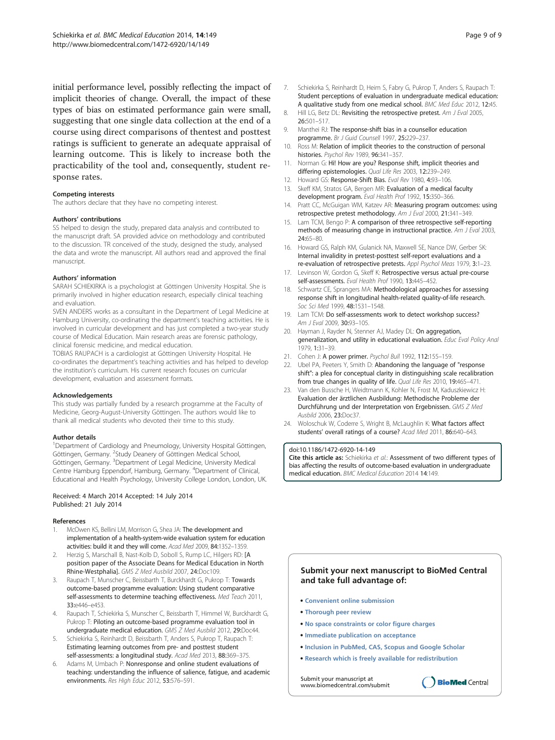initial performance level, possibly reflecting the impact of implicit theories of change. Overall, the impact of these types of bias on estimated performance gain were small, suggesting that one single data collection at the end of a course using direct comparisons of thentest and posttest ratings is sufficient to generate an adequate appraisal of learning outcome. This is likely to increase both the practicability of the tool and, consequently, student response rates.

#### Competing interests

The authors declare that they have no competing interest.

#### Authors' contributions

SS helped to design the study, prepared data analysis and contributed to the manuscript draft. SA provided advice on methodology and contributed to the discussion. TR conceived of the study, designed the study, analysed the data and wrote the manuscript. All authors read and approved the final manuscript.

#### Authors' information

SARAH SCHIEKIRKA is a psychologist at Göttingen University Hospital. She is primarily involved in higher education research, especially clinical teaching and evaluation.

SVEN ANDERS works as a consultant in the Department of Legal Medicine at Hamburg University, co-ordinating the department's teaching activities. He is involved in curricular development and has just completed a two-year study course of Medical Education. Main research areas are forensic pathology, clinical forensic medicine, and medical education.

TOBIAS RAUPACH is a cardiologist at Göttingen University Hospital. He co-ordinates the department's teaching activities and has helped to develop the institution's curriculum. His current research focuses on curricular development, evaluation and assessment formats.

#### Acknowledgements

This study was partially funded by a research programme at the Faculty of Medicine, Georg-August-University Göttingen. The authors would like to thank all medical students who devoted their time to this study.

#### Author details

[1]Department of Cardiology and Pneumology, University Hospital Göttingen, Göttingen, Germany. [2]Study Deanery of Göttingen Medical School, Göttingen, Germany. [3]Department of Legal Medicine, University Medical Centre Hamburg Eppendorf, Hamburg, Germany. [4]Department of Clinical, Educational and Health Psychology, University College London, London, UK.

Received: 4 March 2014 Accepted: 14 July 2014
Published: 21 July 2014

#### References

1. McOwen KS, Bellini LM, Morrison G, Shea JA: **The development and implementation of a health-system-wide evaluation system for education activities: build it and they will come.** *Acad Med* 2009, **84**:1352–1359.
2. Herzig S, Marschall B, Nast-Kolb D, Soboll S, Rump LC, Hilgers RD: **[A position paper of the Associate Deans for Medical Education in North Rhine-Westphalia].** *GMS Z Med Ausbild* 2007, **24**:Doc109.
3. Raupach T, Munscher C, Beissbarth T, Burckhardt G, Pukrop T: **Towards outcome-based programme evaluation: Using student comparative self-assessments to determine teaching effectiveness.** *Med Teach* 2011, **33**:e446–e453.
4. Raupach T, Schiekirka S, Munscher C, Beissbarth T, Himmel W, Burckhardt G, Pukrop T: **Piloting an outcome-based programme evaluation tool in undergraduate medical education.** *GMS Z Med Ausbild* 2012, **29**:Doc44.
5. Schiekirka S, Reinhardt D, Beissbarth T, Anders S, Pukrop T, Raupach T: **Estimating learning outcomes from pre- and posttest student self-assessments: a longitudinal study.** *Acad Med* 2013, **88**:369–375.
6. Adams M, Umbach P: **Nonresponse and online student evaluations of teaching: understanding the influence of salience, fatigue, and academic environments.** *Res High Educ* 2012, **53**:576–591.
7. Schiekirka S, Reinhardt D, Heim S, Fabry G, Pukrop T, Anders S, Raupach T: **Student perceptions of evaluation in undergraduate medical education: A qualitative study from one medical school.** *BMC Med Educ* 2012, **12**:45.
8. Hill LG, Betz DL: **Revisiting the retrospective pretest.** *Am J Eval* 2005, **26**:501–517.
9. Manthei RJ: **The response-shift bias in a counsellor education programme.** *Br J Guid Counsell* 1997, **25**:229–237.
10. Ross M: **Relation of implicit theories to the construction of personal histories.** *Psychol Rev* 1989, **96**:341–357.
11. Norman G: **Hi! How are you? Response shift, implicit theories and differing epistemologies.** *Qual Life Res* 2003, **12**:239–249.
12. Howard GS: **Response-Shift Bias.** *Eval Rev* 1980, **4**:93–106.
13. Skeff KM, Stratos GA, Bergen MR: **Evaluation of a medical faculty development program.** *Eval Health Prof* 1992, **15**:350–366.
14. Pratt CC, McGuigan WM, Katzev AR: **Measuring program outcomes: using retrospective pretest methodology.** *Am J Eval* 2000, **21**:341–349.
15. Lam TCM, Bengo P: **A comparison of three retrospective self-reporting methods of measuring change in instructional practice.** *Am J Eval* 2003, **24**:65–80.
16. Howard GS, Ralph KM, Gulanick NA, Maxwell SE, Nance DW, Gerber SK: **Internal invalidity in pretest-posttest self-report evaluations and a re-evaluation of retrospective pretests.** *Appl Psychol Meas* 1979, **3**:1–23.
17. Levinson W, Gordon G, Skeff K: **Retrospective versus actual pre-course self-assessments.** *Eval Health Prof* 1990, **13**:445–452.
18. Schwartz CE, Sprangers MA: **Methodological approaches for assessing response shift in longitudinal health-related quality-of-life research.** *Soc Sci Med* 1999, **48**:1531–1548.
19. Lam TCM: **Do self-assessments work to detect workshop success?** *Am J Eval* 2009, **30**:93–105.
20. Hayman J, Rayder N, Stenner AJ, Madey DL: **On aggregation, generalization, and utility in educational evaluation.** *Educ Eval Policy Anal* 1979, **1**:31–39.
21. Cohen J: **A power primer.** *Psychol Bull* 1992, **112**:155–159.
22. Ubel PA, Peeters Y, Smith D: **Abandoning the language of "response shift": a plea for conceptual clarity in distinguishing scale recalibration from true changes in quality of life.** *Qual Life Res* 2010, **19**:465–471.
23. Van den Bussche H, Weidtmann K, Kohler N, Frost M, Kaduszkiewicz H: **Evaluation der ärztlichen Ausbildung: Methodische Probleme der Durchführung und der Interpretation von Ergebnissen.** *GMS Z Med Ausbild* 2006, **23**:Doc37.
24. Woloschuk W, Coderre S, Wright B, McLaughlin K: **What factors affect students' overall ratings of a course?** *Acad Med* 2011, **86**:640–643.

doi:10.1186/1472-6920-14-149

**Cite this article as:** Schiekirka *et al.*: Assessment of two different types of bias affecting the results of outcome-based evaluation in undergraduate medical education. *BMC Medical Education* 2014 **14**:149.

**Submit your next manuscript to BioMed Central and take full advantage of:**

- Convenient online submission
- Thorough peer review
- No space constraints or color figure charges
- Immediate publication on acceptance
- Inclusion in PubMed, CAS, Scopus and Google Scholar
- Research which is freely available for redistribution

Submit your manuscript at
www.biomedcentral.com/submit

BioMed Central